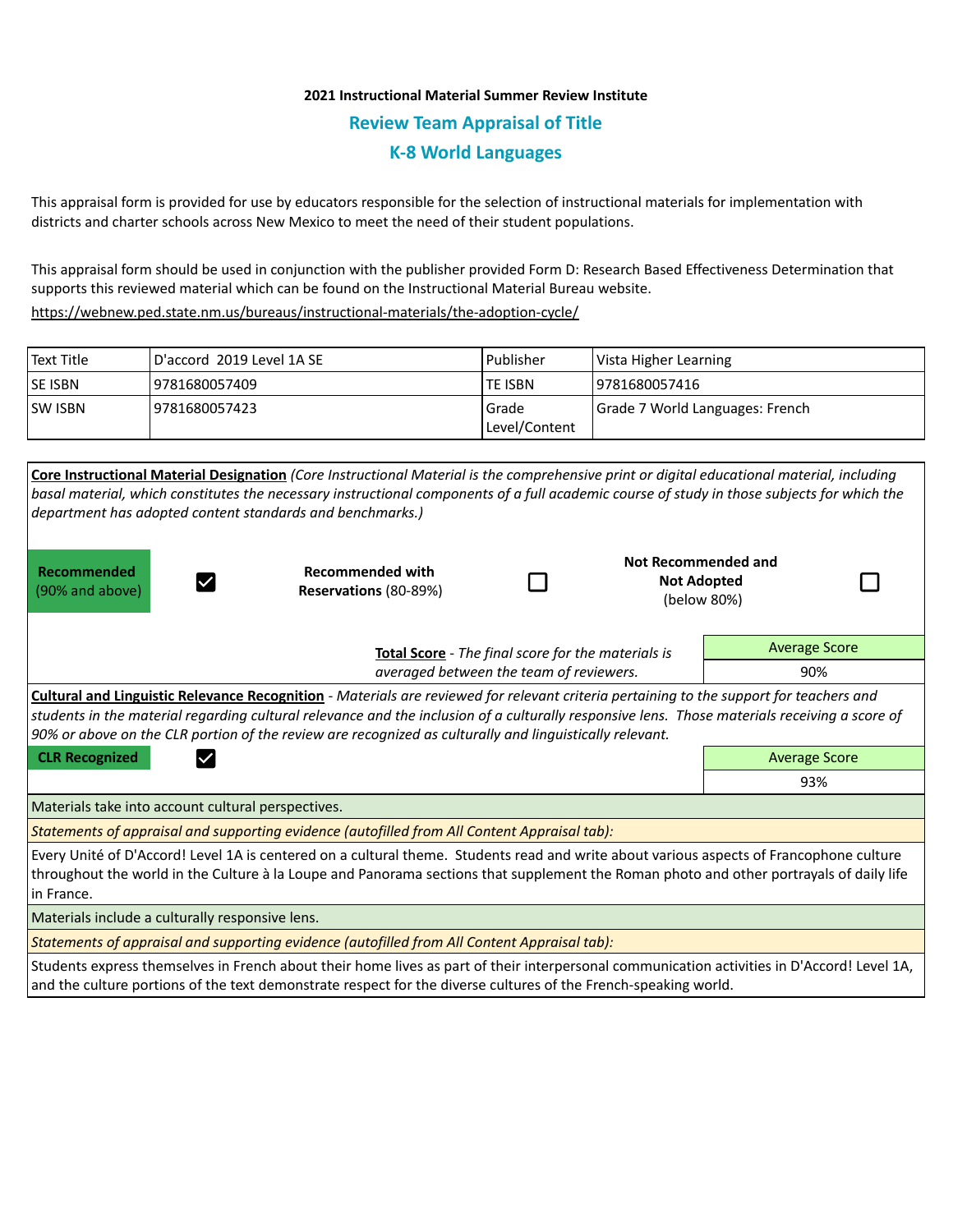**2021 Instructional Material Summer Review Institute**

## Review Team Appraisal of Title

## K-8 World Languages

This appraisal form is provided for use by educators responsible for the selection of instructional materials for implementation with districts and charter schools across New Mexico to meet the need of their student populations.

This appraisal form should be used in conjunction with the publisher provided Form D: Research Based Effectiveness Determination that supports this reviewed material which can be found on the Instructional Material Bureau website.
https://webnew.ped.state.nm.us/bureaus/instructional-materials/the-adoption-cycle/

| Text Title | D'accord 2019 Level 1A SE | Publisher | Vista Higher Learning |
|---|---|---|---|
| SE ISBN | 9781680057409 | TE ISBN | 9781680057416 |
| SW ISBN | 9781680057423 | Grade Level/Content | Grade 7 World Languages: French |

**Core Instructional Material Designation** *(Core Instructional Material is the comprehensive print or digital educational material, including basal material, which constitutes the necessary instructional components of a full academic course of study in those subjects for which the department has adopted content standards and benchmarks.)*

| Recommended (90% and above) | ☑ | Recommended with Reservations (80-89%) | ☐ | Not Recommended and Not Adopted (below 80%) | ☐ |
|---|---|---|---|---|---|

**Total Score** - *The final score for the materials is averaged between the team of reviewers.*

| Average Score |
|---|
| 90% |

**Cultural and Linguistic Relevance Recognition** - *Materials are reviewed for relevant criteria pertaining to the support for teachers and students in the material regarding cultural relevance and the inclusion of a culturally responsive lens. Those materials receiving a score of 90% or above on the CLR portion of the review are recognized as culturally and linguistically relevant.*

**CLR Recognized** ☑

| Average Score |
|---|
| 93% |

Materials take into account cultural perspectives.

*Statements of appraisal and supporting evidence (autofilled from All Content Appraisal tab):*

Every Unité of D'Accord! Level 1A is centered on a cultural theme. Students read and write about various aspects of Francophone culture throughout the world in the Culture à la Loupe and Panorama sections that supplement the Roman photo and other portrayals of daily life in France.

Materials include a culturally responsive lens.

*Statements of appraisal and supporting evidence (autofilled from All Content Appraisal tab):*

Students express themselves in French about their home lives as part of their interpersonal communication activities in D'Accord! Level 1A, and the culture portions of the text demonstrate respect for the diverse cultures of the French-speaking world.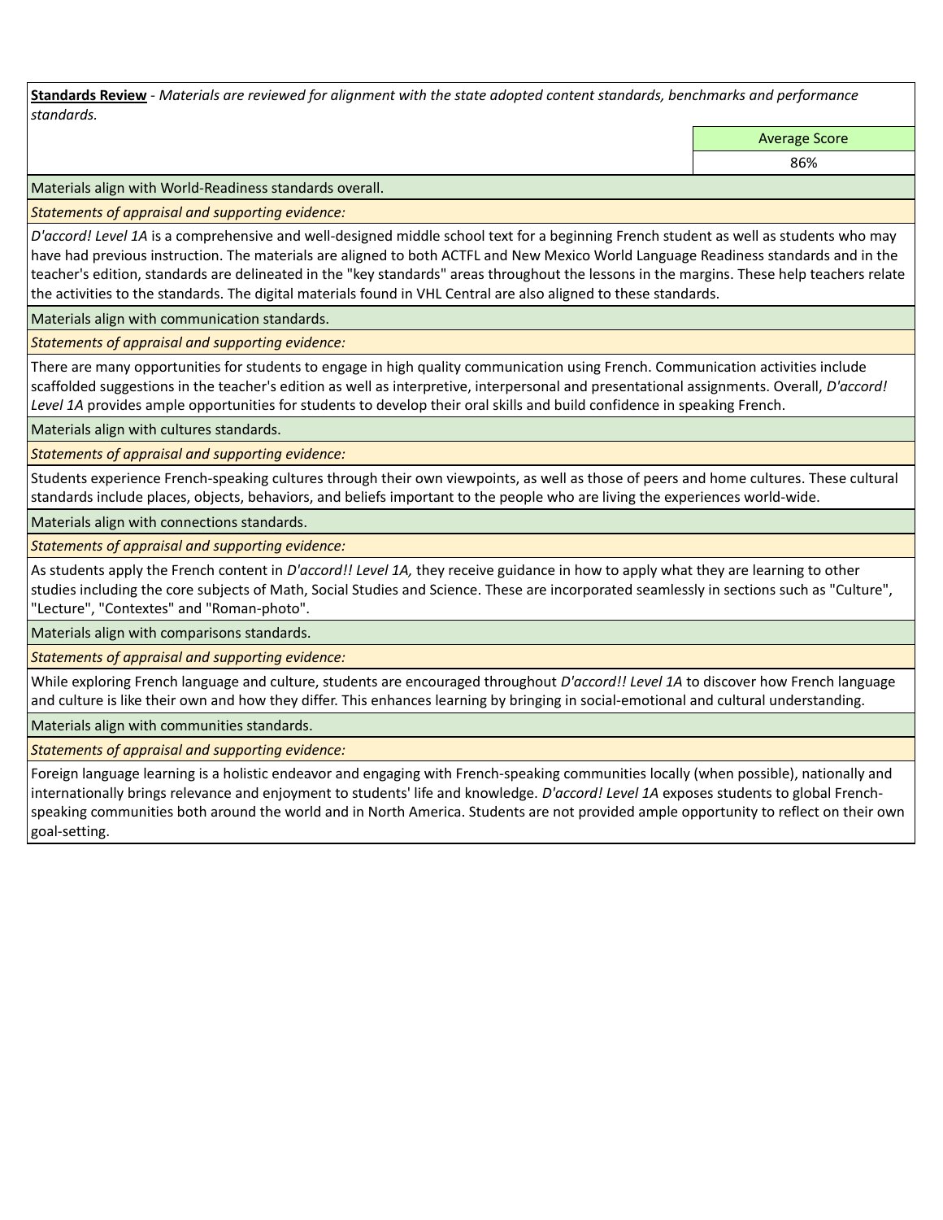**Standards Review** - *Materials are reviewed for alignment with the state adopted content standards, benchmarks and performance standards.*

| | Average Score |
|---|---|
| | 86% |

Materials align with World-Readiness standards overall.

*Statements of appraisal and supporting evidence:*

*D'accord! Level 1A* is a comprehensive and well-designed middle school text for a beginning French student as well as students who may have had previous instruction. The materials are aligned to both ACTFL and New Mexico World Language Readiness standards and in the teacher's edition, standards are delineated in the "key standards" areas throughout the lessons in the margins. These help teachers relate the activities to the standards. The digital materials found in VHL Central are also aligned to these standards.

Materials align with communication standards.

*Statements of appraisal and supporting evidence:*

There are many opportunities for students to engage in high quality communication using French. Communication activities include scaffolded suggestions in the teacher's edition as well as interpretive, interpersonal and presentational assignments. Overall, *D'accord! Level 1A* provides ample opportunities for students to develop their oral skills and build confidence in speaking French.

Materials align with cultures standards.

*Statements of appraisal and supporting evidence:*

Students experience French-speaking cultures through their own viewpoints, as well as those of peers and home cultures. These cultural standards include places, objects, behaviors, and beliefs important to the people who are living the experiences world-wide.

Materials align with connections standards.

*Statements of appraisal and supporting evidence:*

As students apply the French content in *D'accord!! Level 1A,* they receive guidance in how to apply what they are learning to other studies including the core subjects of Math, Social Studies and Science. These are incorporated seamlessly in sections such as "Culture", "Lecture", "Contextes" and "Roman-photo".

Materials align with comparisons standards.

*Statements of appraisal and supporting evidence:*

While exploring French language and culture, students are encouraged throughout *D'accord!! Level 1A* to discover how French language and culture is like their own and how they differ. This enhances learning by bringing in social-emotional and cultural understanding.

Materials align with communities standards.

*Statements of appraisal and supporting evidence:*

Foreign language learning is a holistic endeavor and engaging with French-speaking communities locally (when possible), nationally and internationally brings relevance and enjoyment to students' life and knowledge. *D'accord! Level 1A* exposes students to global French-speaking communities both around the world and in North America. Students are not provided ample opportunity to reflect on their own goal-setting.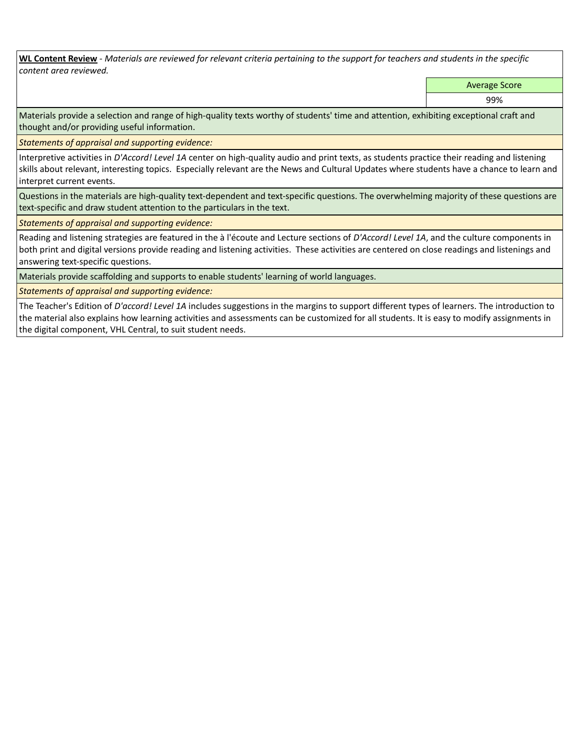**WL Content Review** - *Materials are reviewed for relevant criteria pertaining to the support for teachers and students in the specific content area reviewed.*

| Average Score |
| --- |
| 99% |

Materials provide a selection and range of high-quality texts worthy of students' time and attention, exhibiting exceptional craft and thought and/or providing useful information.

*Statements of appraisal and supporting evidence:*

Interpretive activities in *D'Accord! Level 1A* center on high-quality audio and print texts, as students practice their reading and listening skills about relevant, interesting topics. Especially relevant are the News and Cultural Updates where students have a chance to learn and interpret current events.

Questions in the materials are high-quality text-dependent and text-specific questions. The overwhelming majority of these questions are text-specific and draw student attention to the particulars in the text.

*Statements of appraisal and supporting evidence:*

Reading and listening strategies are featured in the à l'écoute and Lecture sections of *D'Accord! Level 1A*, and the culture components in both print and digital versions provide reading and listening activities. These activities are centered on close readings and listenings and answering text-specific questions.

Materials provide scaffolding and supports to enable students' learning of world languages.

*Statements of appraisal and supporting evidence:*

The Teacher's Edition of *D'accord! Level 1A* includes suggestions in the margins to support different types of learners. The introduction to the material also explains how learning activities and assessments can be customized for all students. It is easy to modify assignments in the digital component, VHL Central, to suit student needs.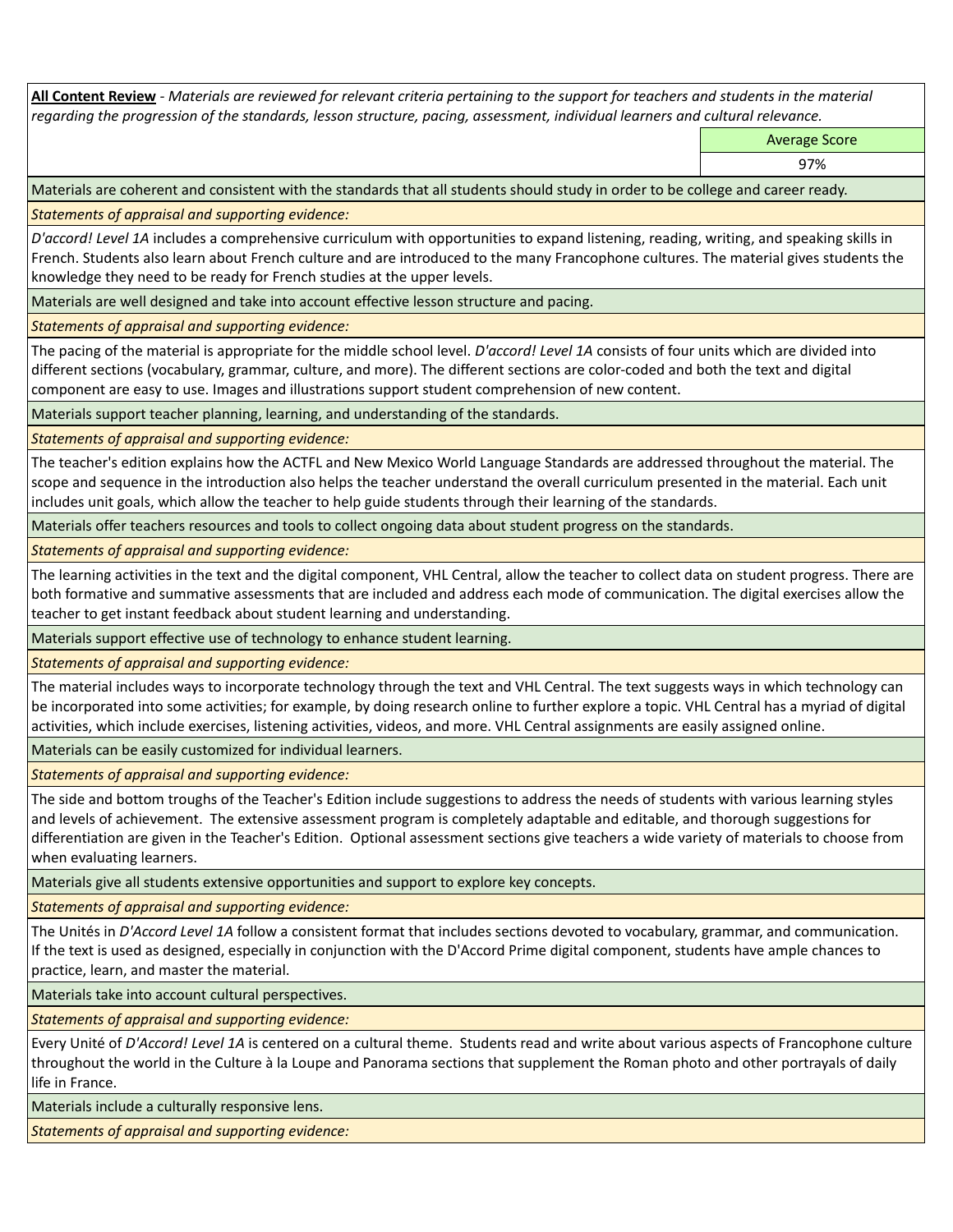**All Content Review** - *Materials are reviewed for relevant criteria pertaining to the support for teachers and students in the material regarding the progression of the standards, lesson structure, pacing, assessment, individual learners and cultural relevance.*

| | Average Score |
|---|---|
| | 97% |

Materials are coherent and consistent with the standards that all students should study in order to be college and career ready.

*Statements of appraisal and supporting evidence:*

*D'accord! Level 1A* includes a comprehensive curriculum with opportunities to expand listening, reading, writing, and speaking skills in French. Students also learn about French culture and are introduced to the many Francophone cultures. The material gives students the knowledge they need to be ready for French studies at the upper levels.

Materials are well designed and take into account effective lesson structure and pacing.

*Statements of appraisal and supporting evidence:*

The pacing of the material is appropriate for the middle school level. *D'accord! Level 1A* consists of four units which are divided into different sections (vocabulary, grammar, culture, and more). The different sections are color-coded and both the text and digital component are easy to use. Images and illustrations support student comprehension of new content.

Materials support teacher planning, learning, and understanding of the standards.

*Statements of appraisal and supporting evidence:*

The teacher's edition explains how the ACTFL and New Mexico World Language Standards are addressed throughout the material. The scope and sequence in the introduction also helps the teacher understand the overall curriculum presented in the material. Each unit includes unit goals, which allow the teacher to help guide students through their learning of the standards.

Materials offer teachers resources and tools to collect ongoing data about student progress on the standards.

*Statements of appraisal and supporting evidence:*

The learning activities in the text and the digital component, VHL Central, allow the teacher to collect data on student progress. There are both formative and summative assessments that are included and address each mode of communication. The digital exercises allow the teacher to get instant feedback about student learning and understanding.

Materials support effective use of technology to enhance student learning.

*Statements of appraisal and supporting evidence:*

The material includes ways to incorporate technology through the text and VHL Central. The text suggests ways in which technology can be incorporated into some activities; for example, by doing research online to further explore a topic. VHL Central has a myriad of digital activities, which include exercises, listening activities, videos, and more. VHL Central assignments are easily assigned online.

Materials can be easily customized for individual learners.

*Statements of appraisal and supporting evidence:*

The side and bottom troughs of the Teacher's Edition include suggestions to address the needs of students with various learning styles and levels of achievement. The extensive assessment program is completely adaptable and editable, and thorough suggestions for differentiation are given in the Teacher's Edition. Optional assessment sections give teachers a wide variety of materials to choose from when evaluating learners.

Materials give all students extensive opportunities and support to explore key concepts.

*Statements of appraisal and supporting evidence:*

The Unités in *D'Accord Level 1A* follow a consistent format that includes sections devoted to vocabulary, grammar, and communication. If the text is used as designed, especially in conjunction with the D'Accord Prime digital component, students have ample chances to practice, learn, and master the material.

Materials take into account cultural perspectives.

*Statements of appraisal and supporting evidence:*

Every Unité of *D'Accord! Level 1A* is centered on a cultural theme. Students read and write about various aspects of Francophone culture throughout the world in the Culture à la Loupe and Panorama sections that supplement the Roman photo and other portrayals of daily life in France.

Materials include a culturally responsive lens.

*Statements of appraisal and supporting evidence:*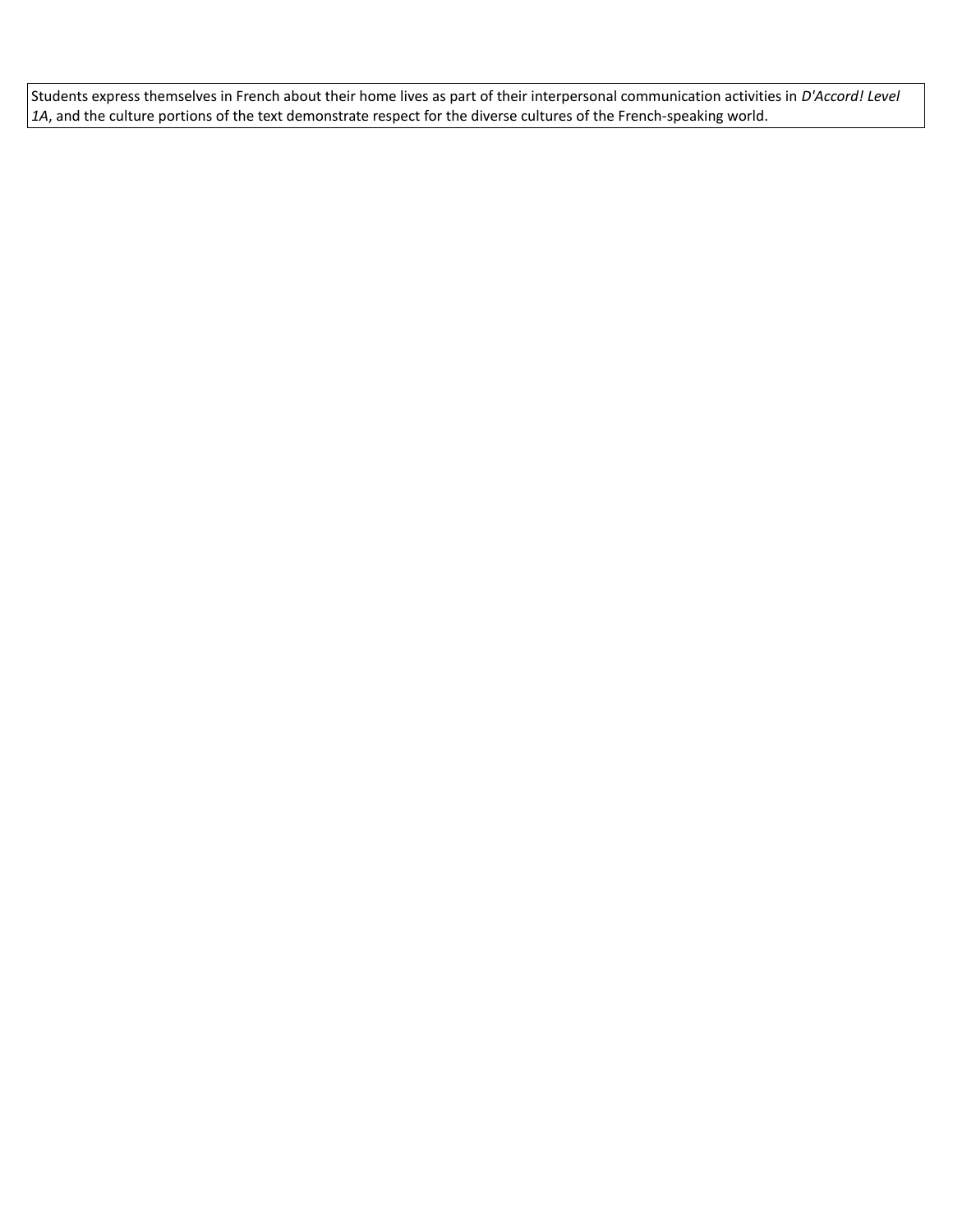Students express themselves in French about their home lives as part of their interpersonal communication activities in *D'Accord! Level 1A*, and the culture portions of the text demonstrate respect for the diverse cultures of the French-speaking world.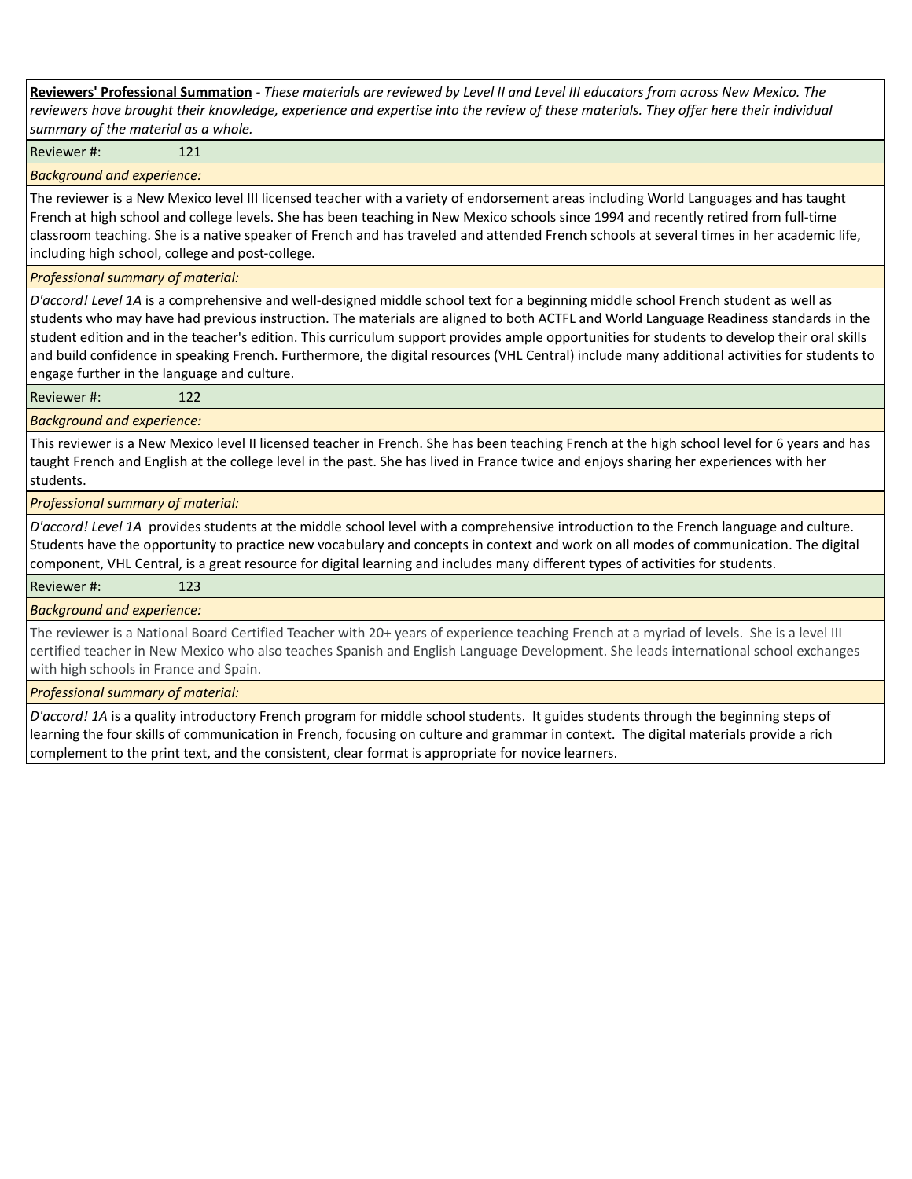**<u>Reviewers' Professional Summation</u>** - *These materials are reviewed by Level II and Level III educators from across New Mexico. The reviewers have brought their knowledge, experience and expertise into the review of these materials. They offer here their individual summary of the material as a whole.*

Reviewer #: 121

*Background and experience:*

The reviewer is a New Mexico level III licensed teacher with a variety of endorsement areas including World Languages and has taught French at high school and college levels. She has been teaching in New Mexico schools since 1994 and recently retired from full-time classroom teaching. She is a native speaker of French and has traveled and attended French schools at several times in her academic life, including high school, college and post-college.

*Professional summary of material:*

*D'accord! Level 1A* is a comprehensive and well-designed middle school text for a beginning middle school French student as well as students who may have had previous instruction. The materials are aligned to both ACTFL and World Language Readiness standards in the student edition and in the teacher's edition. This curriculum support provides ample opportunities for students to develop their oral skills and build confidence in speaking French. Furthermore, the digital resources (VHL Central) include many additional activities for students to engage further in the language and culture.

Reviewer #: 122

*Background and experience:*

This reviewer is a New Mexico level II licensed teacher in French. She has been teaching French at the high school level for 6 years and has taught French and English at the college level in the past. She has lived in France twice and enjoys sharing her experiences with her students.

*Professional summary of material:*

*D'accord! Level 1A* provides students at the middle school level with a comprehensive introduction to the French language and culture. Students have the opportunity to practice new vocabulary and concepts in context and work on all modes of communication. The digital component, VHL Central, is a great resource for digital learning and includes many different types of activities for students.

Reviewer #: 123

*Background and experience:*

The reviewer is a National Board Certified Teacher with 20+ years of experience teaching French at a myriad of levels. She is a level III certified teacher in New Mexico who also teaches Spanish and English Language Development. She leads international school exchanges with high schools in France and Spain.

*Professional summary of material:*

*D'accord! 1A* is a quality introductory French program for middle school students. It guides students through the beginning steps of learning the four skills of communication in French, focusing on culture and grammar in context. The digital materials provide a rich complement to the print text, and the consistent, clear format is appropriate for novice learners.